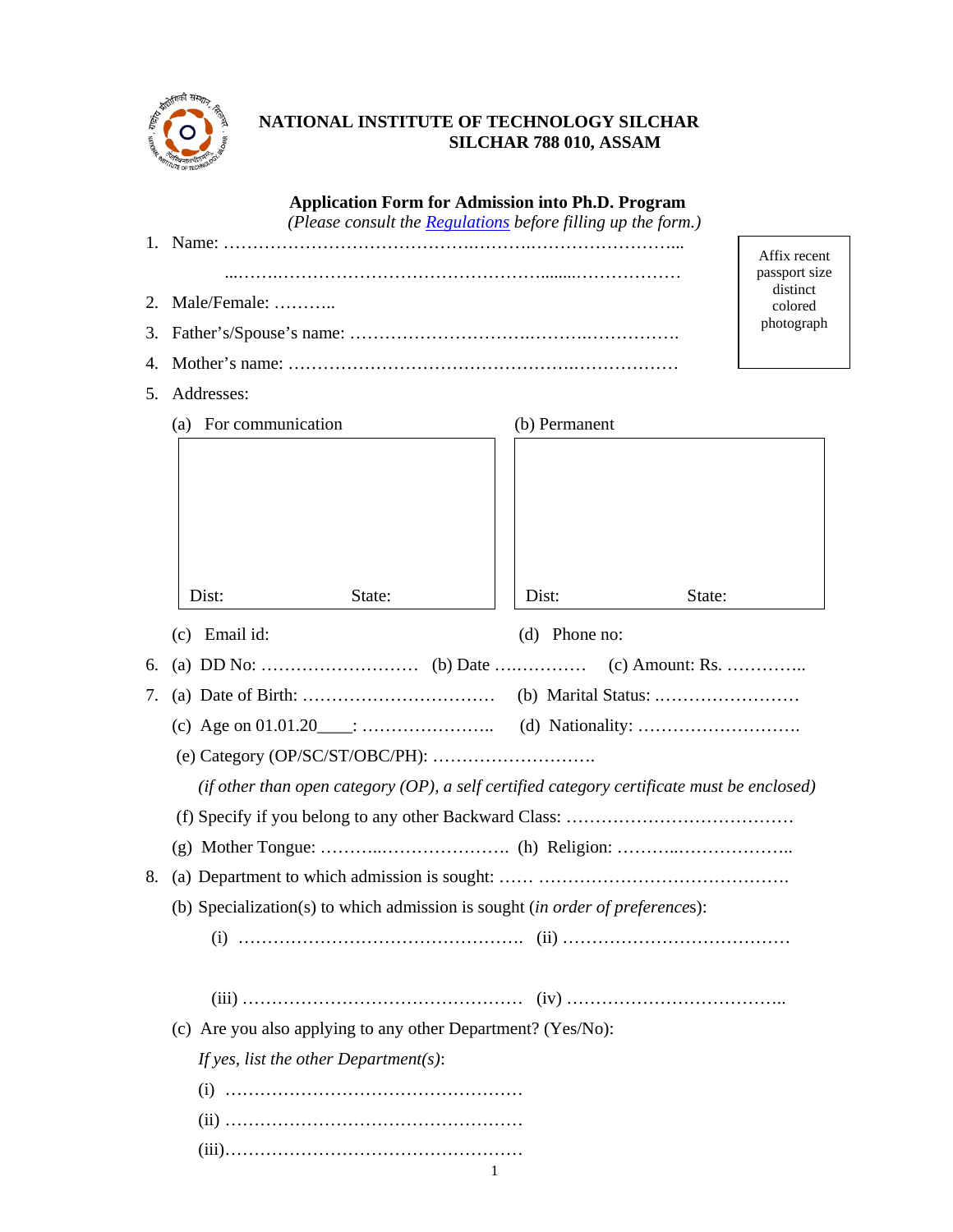**NATIONAL INSTITUTE OF TECHNOLOGY SILCHAR**
**SILCHAR 788 010, ASSAM**

## Application Form for Admission into Ph.D. Program

*(Please consult the [Regulations]() before filling up the form.)*

Affix recent passport size distinct colored photograph

1. Name: ……………………………………..……….………………………...
   ....…….…………………………………………........………………
2. Male/Female: ………..
3. Father's/Spouse's name: ………………………….……….…………….
4. Mother's name: ………………………………………….………………
5. Addresses:

   (a) For communication

   Dist: State:

   (b) Permanent

   Dist: State:

   (c) Email id:

   (d) Phone no:

6. (a) DD No: ……………………… (b) Date ….………… (c) Amount: Rs. …………..
7. (a) Date of Birth: …………………………… (b) Marital Status: ..……………………
   (c) Age on 01.01.20____: ………………….. (d) Nationality: ……………………….
   (e) Category (OP/SC/ST/OBC/PH): ……………………….
   *(if other than open category (OP), a self certified category certificate must be enclosed)*
   (f) Specify if you belong to any other Backward Class: …………………………………
   (g) Mother Tongue: ………...…………………. (h) Religion: ………..………………..
8. (a) Department to which admission is sought: …… …………………………………….
   (b) Specialization(s) to which admission is sought (*in order of preferences*):
   (i) …………………………………………. (ii) …………………………………
   (iii) ………………………………………… (iv) ………………………………..
   (c) Are you also applying to any other Department? (Yes/No):
   *If yes, list the other Department(s)*:
   (i) ……………………………………………
   (ii) ……………………………………………
   (iii)……………………………………………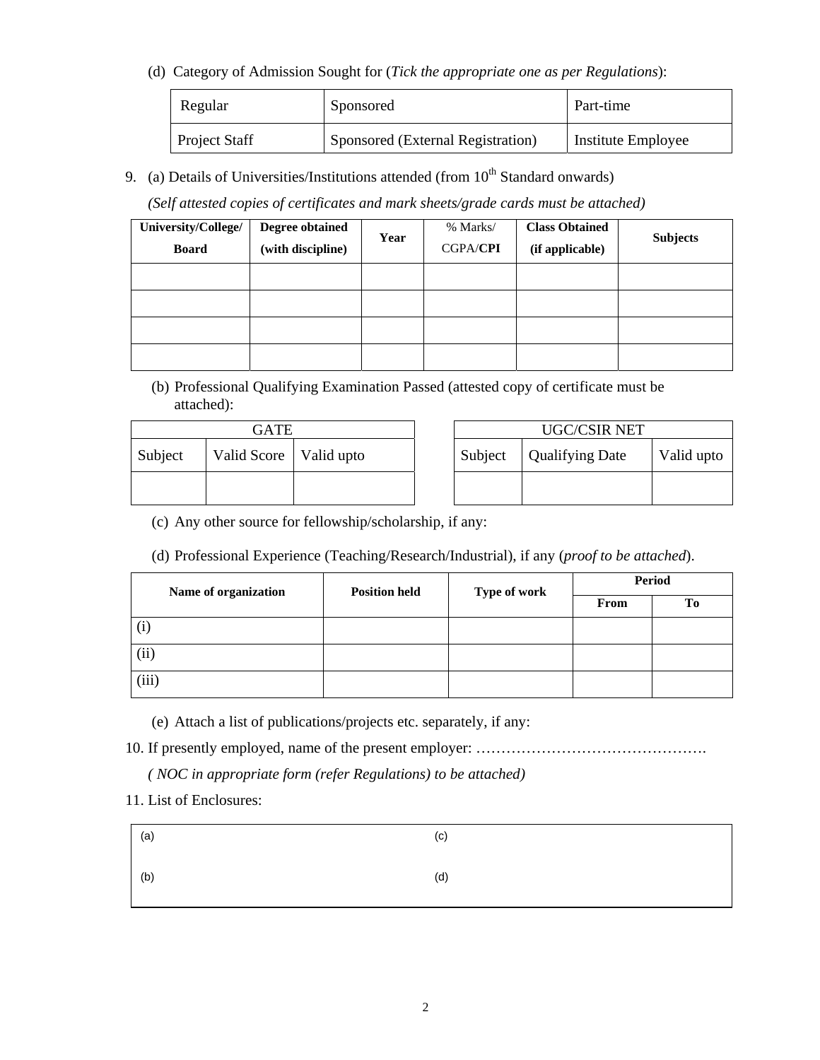(d) Category of Admission Sought for (*Tick the appropriate one as per Regulations*):

| Regular | Sponsored | Part-time |
|---|---|---|
| Project Staff | Sponsored (External Registration) | Institute Employee |

9. (a) Details of Universities/Institutions attended (from 10th Standard onwards)

*(Self attested copies of certificates and mark sheets/grade cards must be attached)*

| University/College/ Board | Degree obtained (with discipline) | Year | % Marks/ CGPA/**CPI** | Class Obtained (if applicable) | Subjects |
|---|---|---|---|---|---|
| | | | | | |
| | | | | | |
| | | | | | |
| | | | | | |

(b) Professional Qualifying Examination Passed (attested copy of certificate must be attached):

| GATE | | |
|---|---|---|
| Subject | Valid Score | Valid upto |
| | | |

| UGC/CSIR NET | | |
|---|---|---|
| Subject | Qualifying Date | Valid upto |
| | | |

(c) Any other source for fellowship/scholarship, if any:

(d) Professional Experience (Teaching/Research/Industrial), if any (*proof to be attached*).

| Name of organization | Position held | Type of work | Period | |
|---|---|---|---|---|
| | | | From | To |
| (i) | | | | |
| (ii) | | | | |
| (iii) | | | | |

(e) Attach a list of publications/projects etc. separately, if any:

10. If presently employed, name of the present employer: ……………………………………….

*( NOC in appropriate form (refer Regulations) to be attached)*

11. List of Enclosures:

| | |
|---|---|
| (a) | (c) |
| (b) | (d) |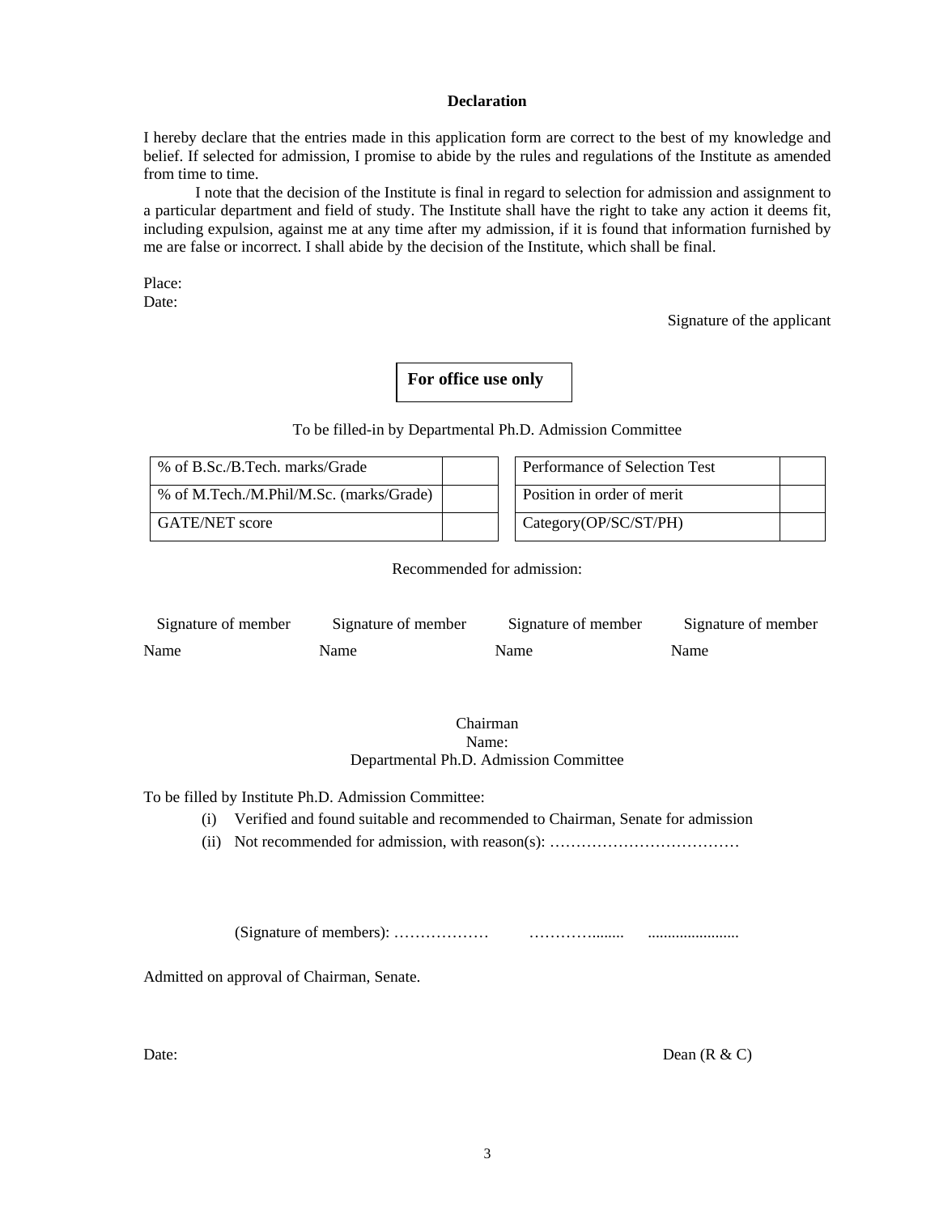## Declaration

I hereby declare that the entries made in this application form are correct to the best of my knowledge and belief. If selected for admission, I promise to abide by the rules and regulations of the Institute as amended from time to time.

I note that the decision of the Institute is final in regard to selection for admission and assignment to a particular department and field of study. The Institute shall have the right to take any action it deems fit, including expulsion, against me at any time after my admission, if it is found that information furnished by me are false or incorrect. I shall abide by the decision of the Institute, which shall be final.

Place:
Date:

Signature of the applicant

**For office use only**

To be filled-in by Departmental Ph.D. Admission Committee

| | |
|---|---|
| % of B.Sc./B.Tech. marks/Grade | |
| % of M.Tech./M.Phil/M.Sc. (marks/Grade) | |
| GATE/NET score | |

| | |
|---|---|
| Performance of Selection Test | |
| Position in order of merit | |
| Category(OP/SC/ST/PH) | |

Recommended for admission:

| | | | |
|---|---|---|---|
| Signature of member | Signature of member | Signature of member | Signature of member |
| Name | Name | Name | Name |

Chairman
Name:
Departmental Ph.D. Admission Committee

To be filled by Institute Ph.D. Admission Committee:

(i) Verified and found suitable and recommended to Chairman, Senate for admission
(ii) Not recommended for admission, with reason(s): ………………………………

(Signature of members): ……………… ………........ .......................

Admitted on approval of Chairman, Senate.

Date:

Dean (R & C)